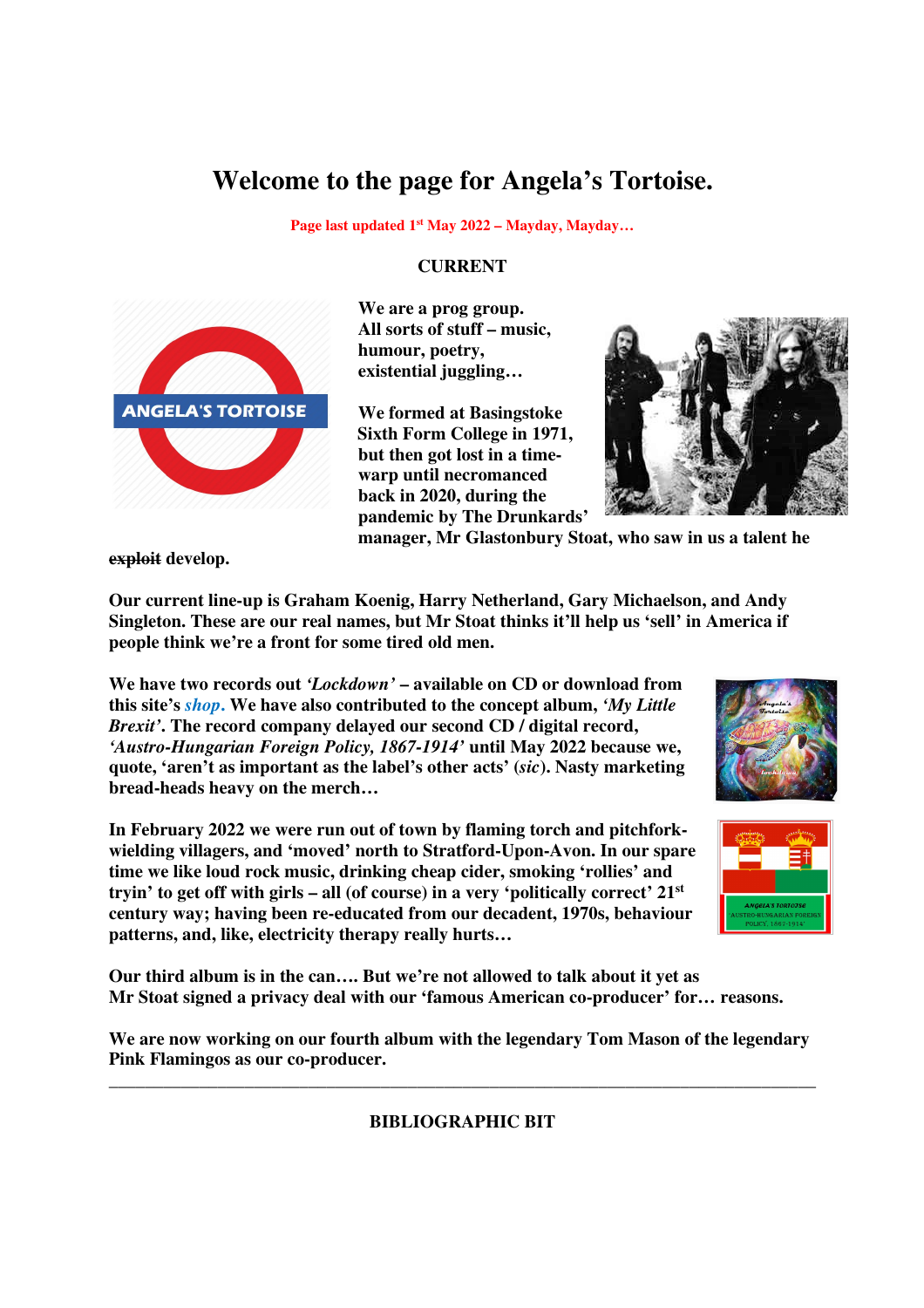# Welcome to the page for Angela's Tortoise.

**Page last updated 1st May 2022 – Mayday, Mayday…**

## CURRENT

**We are a prog group. All sorts of stuff – music, humour, poetry, existential juggling…**

**We formed at Basingstoke Sixth Form College in 1971, but then got lost in a time-warp until necromanced back in 2020, during the pandemic by The Drunkards' manager, Mr Glastonbury Stoat, who saw in us a talent he ~~exploit~~ develop.**

**Our current line-up is Graham Koenig, Harry Netherland, Gary Michaelson, and Andy Singleton. These are our real names, but Mr Stoat thinks it'll help us 'sell' in America if people think we're a front for some tired old men.**

**We have two records out *'Lockdown'* – available on CD or download from this site's *shop*. We have also contributed to the concept album, *'My Little Brexit'*. The record company delayed our second CD / digital record, *'Austro-Hungarian Foreign Policy, 1867-1914'* until May 2022 because we, quote, 'aren't as important as the label's other acts' (*sic*). Nasty marketing bread-heads heavy on the merch…**

**In February 2022 we were run out of town by flaming torch and pitchfork-wielding villagers, and 'moved' north to Stratford-Upon-Avon. In our spare time we like loud rock music, drinking cheap cider, smoking 'rollies' and tryin' to get off with girls – all (of course) in a very 'politically correct' 21st century way; having been re-educated from our decadent, 1970s, behaviour patterns, and, like, electricity therapy really hurts…**

**Our third album is in the can…. But we're not allowed to talk about it yet as Mr Stoat signed a privacy deal with our 'famous American co-producer' for… reasons.**

**We are now working on our fourth album with the legendary Tom Mason of the legendary Pink Flamingos as our co-producer.**

---

## BIBLIOGRAPHIC BIT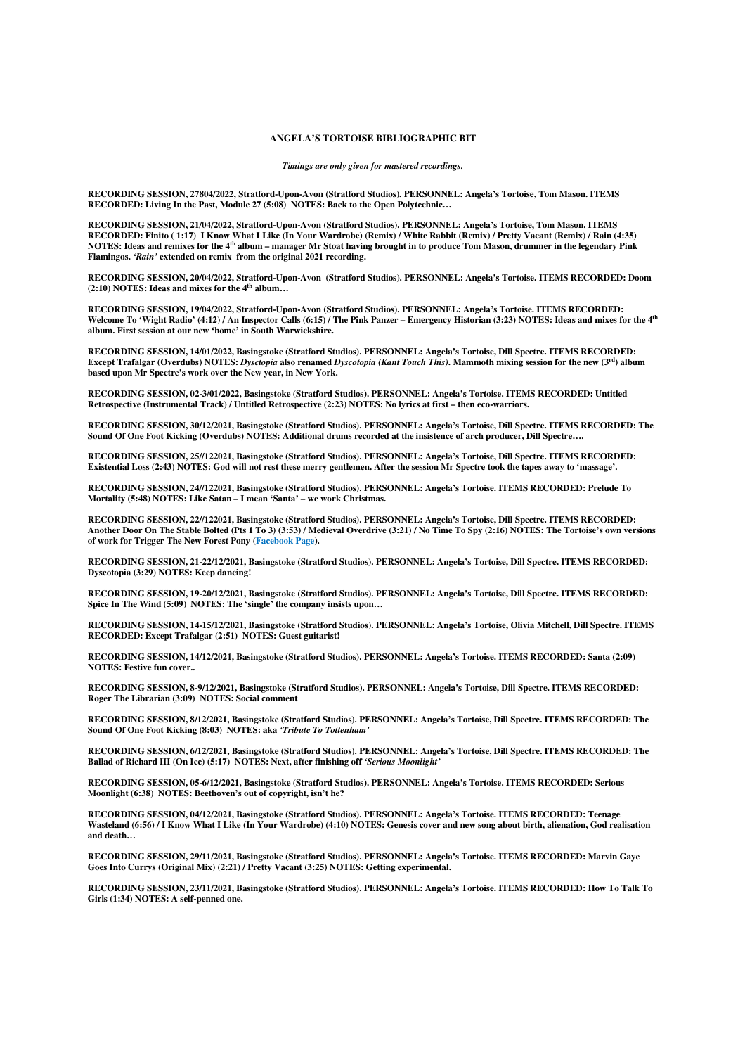**ANGELA'S TORTOISE BIBLIOGRAPHIC BIT**

***Timings are only given for mastered recordings.***

**RECORDING SESSION, 27804/2022, Stratford-Upon-Avon (Stratford Studios). PERSONNEL: Angela's Tortoise, Tom Mason. ITEMS RECORDED: Living In the Past, Module 27 (5:08) NOTES: Back to the Open Polytechnic…**

**RECORDING SESSION, 21/04/2022, Stratford-Upon-Avon (Stratford Studios). PERSONNEL: Angela's Tortoise, Tom Mason. ITEMS RECORDED: Finito ( 1:17) I Know What I Like (In Your Wardrobe) (Remix) / White Rabbit (Remix) / Pretty Vacant (Remix) / Rain (4:35) NOTES: Ideas and remixes for the 4th album – manager Mr Stoat having brought in to produce Tom Mason, drummer in the legendary Pink Flamingos. *'Rain'* extended on remix from the original 2021 recording.**

**RECORDING SESSION, 20/04/2022, Stratford-Upon-Avon (Stratford Studios). PERSONNEL: Angela's Tortoise. ITEMS RECORDED: Doom (2:10) NOTES: Ideas and mixes for the 4th album…**

**RECORDING SESSION, 19/04/2022, Stratford-Upon-Avon (Stratford Studios). PERSONNEL: Angela's Tortoise. ITEMS RECORDED: Welcome To 'Wight Radio' (4:12) / An Inspector Calls (6:15) / The Pink Panzer – Emergency Historian (3:23) NOTES: Ideas and mixes for the 4th album. First session at our new 'home' in South Warwickshire.**

**RECORDING SESSION, 14/01/2022, Basingstoke (Stratford Studios). PERSONNEL: Angela's Tortoise, Dill Spectre. ITEMS RECORDED: Except Trafalgar (Overdubs) NOTES: *Dysctopia* also renamed *Dyscotopia (Kant Touch This)*. Mammoth mixing session for the new (3rd) album based upon Mr Spectre's work over the New year, in New York.**

**RECORDING SESSION, 02-3/01/2022, Basingstoke (Stratford Studios). PERSONNEL: Angela's Tortoise. ITEMS RECORDED: Untitled Retrospective (Instrumental Track) / Untitled Retrospective (2:23) NOTES: No lyrics at first – then eco-warriors.**

**RECORDING SESSION, 30/12/2021, Basingstoke (Stratford Studios). PERSONNEL: Angela's Tortoise, Dill Spectre. ITEMS RECORDED: The Sound Of One Foot Kicking (Overdubs) NOTES: Additional drums recorded at the insistence of arch producer, Dill Spectre….**

**RECORDING SESSION, 25//122021, Basingstoke (Stratford Studios). PERSONNEL: Angela's Tortoise, Dill Spectre. ITEMS RECORDED: Existential Loss (2:43) NOTES: God will not rest these merry gentlemen. After the session Mr Spectre took the tapes away to 'massage'.**

**RECORDING SESSION, 24//122021, Basingstoke (Stratford Studios). PERSONNEL: Angela's Tortoise. ITEMS RECORDED: Prelude To Mortality (5:48) NOTES: Like Satan – I mean 'Santa' – we work Christmas.**

**RECORDING SESSION, 22//122021, Basingstoke (Stratford Studios). PERSONNEL: Angela's Tortoise, Dill Spectre. ITEMS RECORDED: Another Door On The Stable Bolted (Pts 1 To 3) (3:53) / Medieval Overdrive (3:21) / No Time To Spy (2:16) NOTES: The Tortoise's own versions of work for Trigger The New Forest Pony (Facebook Page).**

**RECORDING SESSION, 21-22/12/2021, Basingstoke (Stratford Studios). PERSONNEL: Angela's Tortoise, Dill Spectre. ITEMS RECORDED: Dyscotopia (3:29) NOTES: Keep dancing!**

**RECORDING SESSION, 19-20/12/2021, Basingstoke (Stratford Studios). PERSONNEL: Angela's Tortoise, Dill Spectre. ITEMS RECORDED: Spice In The Wind (5:09) NOTES: The 'single' the company insists upon…**

**RECORDING SESSION, 14-15/12/2021, Basingstoke (Stratford Studios). PERSONNEL: Angela's Tortoise, Olivia Mitchell, Dill Spectre. ITEMS RECORDED: Except Trafalgar (2:51) NOTES: Guest guitarist!**

**RECORDING SESSION, 14/12/2021, Basingstoke (Stratford Studios). PERSONNEL: Angela's Tortoise. ITEMS RECORDED: Santa (2:09) NOTES: Festive fun cover..**

**RECORDING SESSION, 8-9/12/2021, Basingstoke (Stratford Studios). PERSONNEL: Angela's Tortoise, Dill Spectre. ITEMS RECORDED: Roger The Librarian (3:09) NOTES: Social comment**

**RECORDING SESSION, 8/12/2021, Basingstoke (Stratford Studios). PERSONNEL: Angela's Tortoise, Dill Spectre. ITEMS RECORDED: The Sound Of One Foot Kicking (8:03) NOTES: aka *'Tribute To Tottenham'***

**RECORDING SESSION, 6/12/2021, Basingstoke (Stratford Studios). PERSONNEL: Angela's Tortoise, Dill Spectre. ITEMS RECORDED: The Ballad of Richard III (On Ice) (5:17) NOTES: Next, after finishing off *'Serious Moonlight'***

**RECORDING SESSION, 05-6/12/2021, Basingstoke (Stratford Studios). PERSONNEL: Angela's Tortoise. ITEMS RECORDED: Serious Moonlight (6:38) NOTES: Beethoven's out of copyright, isn't he?**

**RECORDING SESSION, 04/12/2021, Basingstoke (Stratford Studios). PERSONNEL: Angela's Tortoise. ITEMS RECORDED: Teenage Wasteland (6:56) / I Know What I Like (In Your Wardrobe) (4:10) NOTES: Genesis cover and new song about birth, alienation, God realisation and death…**

**RECORDING SESSION, 29/11/2021, Basingstoke (Stratford Studios). PERSONNEL: Angela's Tortoise. ITEMS RECORDED: Marvin Gaye Goes Into Currys (Original Mix) (2:21) / Pretty Vacant (3:25) NOTES: Getting experimental.**

**RECORDING SESSION, 23/11/2021, Basingstoke (Stratford Studios). PERSONNEL: Angela's Tortoise. ITEMS RECORDED: How To Talk To Girls (1:34) NOTES: A self-penned one.**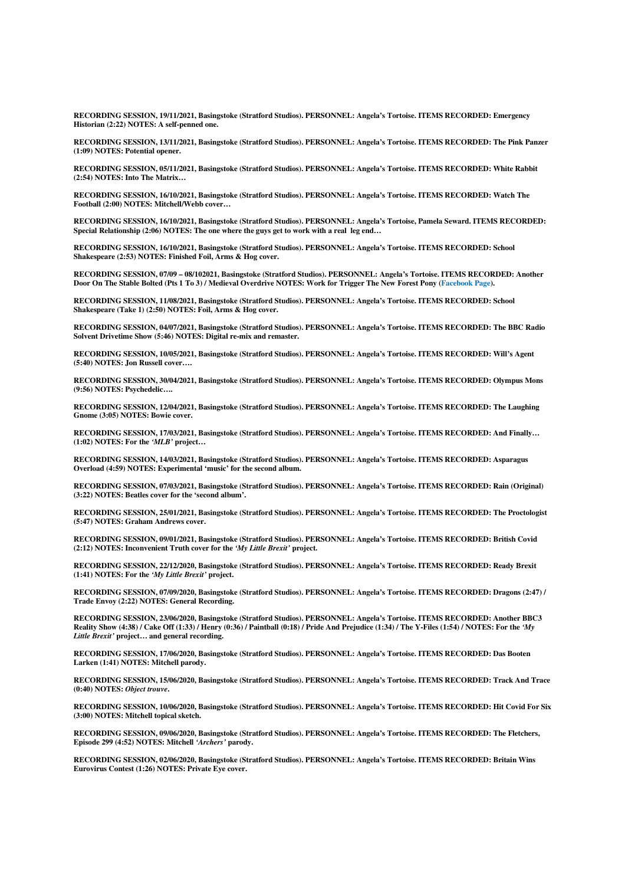**RECORDING SESSION, 19/11/2021, Basingstoke (Stratford Studios). PERSONNEL: Angela's Tortoise. ITEMS RECORDED: Emergency Historian (2:22) NOTES: A self-penned one.**

**RECORDING SESSION, 13/11/2021, Basingstoke (Stratford Studios). PERSONNEL: Angela's Tortoise. ITEMS RECORDED: The Pink Panzer (1:09) NOTES: Potential opener.**

**RECORDING SESSION, 05/11/2021, Basingstoke (Stratford Studios). PERSONNEL: Angela's Tortoise. ITEMS RECORDED: White Rabbit (2:54) NOTES: Into The Matrix…**

**RECORDING SESSION, 16/10/2021, Basingstoke (Stratford Studios). PERSONNEL: Angela's Tortoise. ITEMS RECORDED: Watch The Football (2:00) NOTES: Mitchell/Webb cover…**

**RECORDING SESSION, 16/10/2021, Basingstoke (Stratford Studios). PERSONNEL: Angela's Tortoise, Pamela Seward. ITEMS RECORDED: Special Relationship (2:06) NOTES: The one where the guys get to work with a real leg end…**

**RECORDING SESSION, 16/10/2021, Basingstoke (Stratford Studios). PERSONNEL: Angela's Tortoise. ITEMS RECORDED: School Shakespeare (2:53) NOTES: Finished Foil, Arms & Hog cover.**

**RECORDING SESSION, 07/09 – 08/102021, Basingstoke (Stratford Studios). PERSONNEL: Angela's Tortoise. ITEMS RECORDED: Another Door On The Stable Bolted (Pts 1 To 3) / Medieval Overdrive NOTES: Work for Trigger The New Forest Pony (Facebook Page).**

**RECORDING SESSION, 11/08/2021, Basingstoke (Stratford Studios). PERSONNEL: Angela's Tortoise. ITEMS RECORDED: School Shakespeare (Take 1) (2:50) NOTES: Foil, Arms & Hog cover.**

**RECORDING SESSION, 04/07/2021, Basingstoke (Stratford Studios). PERSONNEL: Angela's Tortoise. ITEMS RECORDED: The BBC Radio Solvent Drivetime Show (5:46) NOTES: Digital re-mix and remaster.**

**RECORDING SESSION, 10/05/2021, Basingstoke (Stratford Studios). PERSONNEL: Angela's Tortoise. ITEMS RECORDED: Will's Agent (5:40) NOTES: Jon Russell cover….**

**RECORDING SESSION, 30/04/2021, Basingstoke (Stratford Studios). PERSONNEL: Angela's Tortoise. ITEMS RECORDED: Olympus Mons (9:56) NOTES: Psychedelic….**

**RECORDING SESSION, 12/04/2021, Basingstoke (Stratford Studios). PERSONNEL: Angela's Tortoise. ITEMS RECORDED: The Laughing Gnome (3:05) NOTES: Bowie cover.**

**RECORDING SESSION, 17/03/2021, Basingstoke (Stratford Studios). PERSONNEL: Angela's Tortoise. ITEMS RECORDED: And Finally… (1:02) NOTES: For the *'MLB'* project…**

**RECORDING SESSION, 14/03/2021, Basingstoke (Stratford Studios). PERSONNEL: Angela's Tortoise. ITEMS RECORDED: Asparagus Overload (4:59) NOTES: Experimental 'music' for the second album.**

**RECORDING SESSION, 07/03/2021, Basingstoke (Stratford Studios). PERSONNEL: Angela's Tortoise. ITEMS RECORDED: Rain (Original) (3:22) NOTES: Beatles cover for the 'second album'.**

**RECORDING SESSION, 25/01/2021, Basingstoke (Stratford Studios). PERSONNEL: Angela's Tortoise. ITEMS RECORDED: The Proctologist (5:47) NOTES: Graham Andrews cover.**

**RECORDING SESSION, 09/01/2021, Basingstoke (Stratford Studios). PERSONNEL: Angela's Tortoise. ITEMS RECORDED: British Covid (2:12) NOTES: Inconvenient Truth cover for the *'My Little Brexit'* project.**

**RECORDING SESSION, 22/12/2020, Basingstoke (Stratford Studios). PERSONNEL: Angela's Tortoise. ITEMS RECORDED: Ready Brexit (1:41) NOTES: For the *'My Little Brexit'* project.**

**RECORDING SESSION, 07/09/2020, Basingstoke (Stratford Studios). PERSONNEL: Angela's Tortoise. ITEMS RECORDED: Dragons (2:47) / Trade Envoy (2:22) NOTES: General Recording.**

**RECORDING SESSION, 23/06/2020, Basingstoke (Stratford Studios). PERSONNEL: Angela's Tortoise. ITEMS RECORDED: Another BBC3 Reality Show (4:38) / Cake Off (1:33) / Henry (0:36) / Paintball (0:18) / Pride And Prejudice (1:34) / The Y-Files (1:54) / NOTES: For the *'My Little Brexit'* project… and general recording.**

**RECORDING SESSION, 17/06/2020, Basingstoke (Stratford Studios). PERSONNEL: Angela's Tortoise. ITEMS RECORDED: Das Booten Larken (1:41) NOTES: Mitchell parody.**

**RECORDING SESSION, 15/06/2020, Basingstoke (Stratford Studios). PERSONNEL: Angela's Tortoise. ITEMS RECORDED: Track And Trace (0:40) NOTES: *Object trouve*.**

**RECORDING SESSION, 10/06/2020, Basingstoke (Stratford Studios). PERSONNEL: Angela's Tortoise. ITEMS RECORDED: Hit Covid For Six (3:00) NOTES: Mitchell topical sketch.**

**RECORDING SESSION, 09/06/2020, Basingstoke (Stratford Studios). PERSONNEL: Angela's Tortoise. ITEMS RECORDED: The Fletchers, Episode 299 (4:52) NOTES: Mitchell *'Archers'* parody.**

**RECORDING SESSION, 02/06/2020, Basingstoke (Stratford Studios). PERSONNEL: Angela's Tortoise. ITEMS RECORDED: Britain Wins Eurovirus Contest (1:26) NOTES: Private Eye cover.**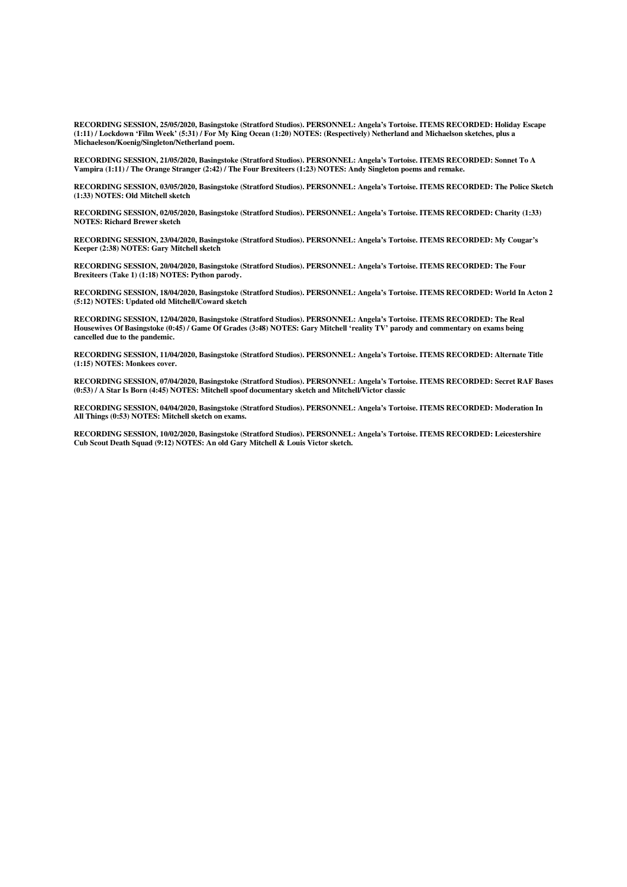**RECORDING SESSION, 25/05/2020, Basingstoke (Stratford Studios). PERSONNEL: Angela's Tortoise. ITEMS RECORDED: Holiday Escape (1:11) / Lockdown 'Film Week' (5:31) / For My King Ocean (1:20) NOTES: (Respectively) Netherland and Michaelson sketches, plus a Michaeleson/Koenig/Singleton/Netherland poem.**

**RECORDING SESSION, 21/05/2020, Basingstoke (Stratford Studios). PERSONNEL: Angela's Tortoise. ITEMS RECORDED: Sonnet To A Vampira (1:11) / The Orange Stranger (2:42) / The Four Brexiteers (1:23) NOTES: Andy Singleton poems and remake.**

**RECORDING SESSION, 03/05/2020, Basingstoke (Stratford Studios). PERSONNEL: Angela's Tortoise. ITEMS RECORDED: The Police Sketch (1:33) NOTES: Old Mitchell sketch**

**RECORDING SESSION, 02/05/2020, Basingstoke (Stratford Studios). PERSONNEL: Angela's Tortoise. ITEMS RECORDED: Charity (1:33) NOTES: Richard Brewer sketch**

**RECORDING SESSION, 23/04/2020, Basingstoke (Stratford Studios). PERSONNEL: Angela's Tortoise. ITEMS RECORDED: My Cougar's Keeper (2:38) NOTES: Gary Mitchell sketch**

**RECORDING SESSION, 20/04/2020, Basingstoke (Stratford Studios). PERSONNEL: Angela's Tortoise. ITEMS RECORDED: The Four Brexiteers (Take 1) (1:18) NOTES: Python parody.**

**RECORDING SESSION, 18/04/2020, Basingstoke (Stratford Studios). PERSONNEL: Angela's Tortoise. ITEMS RECORDED: World In Acton 2 (5:12) NOTES: Updated old Mitchell/Coward sketch**

**RECORDING SESSION, 12/04/2020, Basingstoke (Stratford Studios). PERSONNEL: Angela's Tortoise. ITEMS RECORDED: The Real Housewives Of Basingstoke (0:45) / Game Of Grades (3:48) NOTES: Gary Mitchell 'reality TV' parody and commentary on exams being cancelled due to the pandemic.**

**RECORDING SESSION, 11/04/2020, Basingstoke (Stratford Studios). PERSONNEL: Angela's Tortoise. ITEMS RECORDED: Alternate Title (1:15) NOTES: Monkees cover.**

**RECORDING SESSION, 07/04/2020, Basingstoke (Stratford Studios). PERSONNEL: Angela's Tortoise. ITEMS RECORDED: Secret RAF Bases (0:53) / A Star Is Born (4:45) NOTES: Mitchell spoof documentary sketch and Mitchell/Victor classic**

**RECORDING SESSION, 04/04/2020, Basingstoke (Stratford Studios). PERSONNEL: Angela's Tortoise. ITEMS RECORDED: Moderation In All Things (0:53) NOTES: Mitchell sketch on exams.**

**RECORDING SESSION, 10/02/2020, Basingstoke (Stratford Studios). PERSONNEL: Angela's Tortoise. ITEMS RECORDED: Leicestershire Cub Scout Death Squad (9:12) NOTES: An old Gary Mitchell & Louis Victor sketch.**